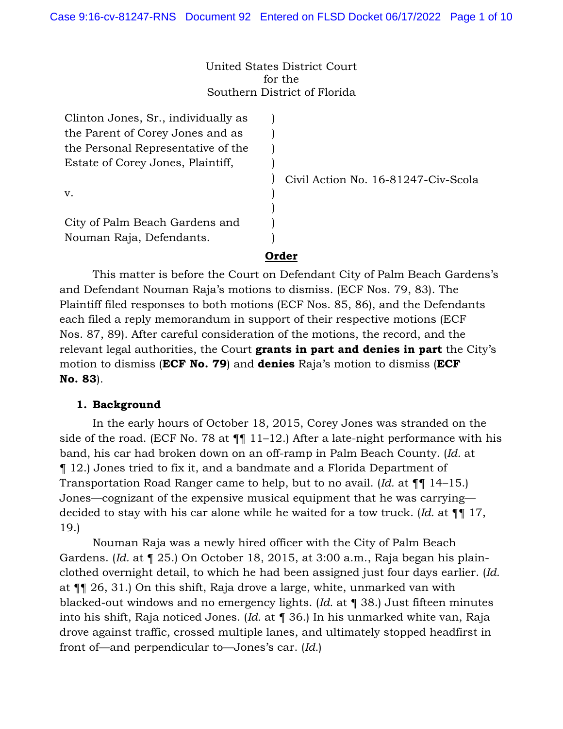United States District Court
for the
Southern District of Florida

| | | |
|---|---|---|
| Clinton Jones, Sr., individually as the Parent of Corey Jones and as the Personal Representative of the Estate of Corey Jones, Plaintiff, | ) | Civil Action No. 16-81247-Civ-Scola |
| v. | ) | |
| City of Palm Beach Gardens and Nouman Raja, Defendants. | ) | |

## Order

This matter is before the Court on Defendant City of Palm Beach Gardens's and Defendant Nouman Raja's motions to dismiss. (ECF Nos. 79, 83). The Plaintiff filed responses to both motions (ECF Nos. 85, 86), and the Defendants each filed a reply memorandum in support of their respective motions (ECF Nos. 87, 89). After careful consideration of the motions, the record, and the relevant legal authorities, the Court **grants in part and denies in part** the City's motion to dismiss (**ECF No. 79**) and **denies** Raja's motion to dismiss (**ECF No. 83**).

### 1. Background

In the early hours of October 18, 2015, Corey Jones was stranded on the side of the road. (ECF No. 78 at ¶¶ 11–12.) After a late-night performance with his band, his car had broken down on an off-ramp in Palm Beach County. (*Id.* at ¶ 12.) Jones tried to fix it, and a bandmate and a Florida Department of Transportation Road Ranger came to help, but to no avail. (*Id.* at ¶¶ 14–15.) Jones—cognizant of the expensive musical equipment that he was carrying—decided to stay with his car alone while he waited for a tow truck. (*Id.* at ¶¶ 17, 19.)

Nouman Raja was a newly hired officer with the City of Palm Beach Gardens. (*Id.* at ¶ 25.) On October 18, 2015, at 3:00 a.m., Raja began his plain-clothed overnight detail, to which he had been assigned just four days earlier. (*Id.* at ¶¶ 26, 31.) On this shift, Raja drove a large, white, unmarked van with blacked-out windows and no emergency lights. (*Id.* at ¶ 38.) Just fifteen minutes into his shift, Raja noticed Jones. (*Id.* at ¶ 36.) In his unmarked white van, Raja drove against traffic, crossed multiple lanes, and ultimately stopped headfirst in front of—and perpendicular to—Jones's car. (*Id.*)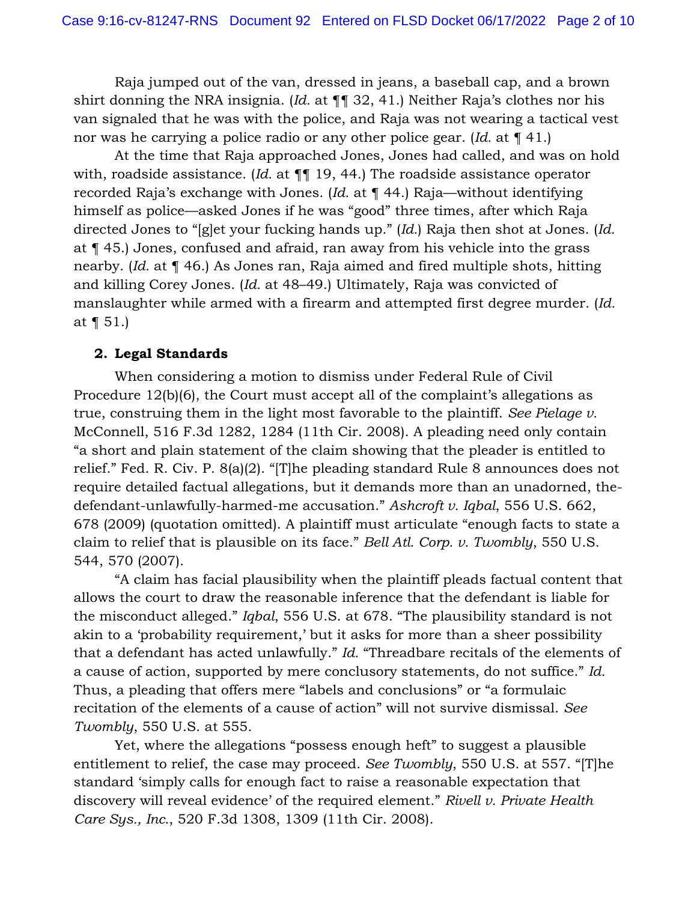Raja jumped out of the van, dressed in jeans, a baseball cap, and a brown shirt donning the NRA insignia. (*Id.* at ¶¶ 32, 41.) Neither Raja's clothes nor his van signaled that he was with the police, and Raja was not wearing a tactical vest nor was he carrying a police radio or any other police gear. (*Id.* at ¶ 41.)

At the time that Raja approached Jones, Jones had called, and was on hold with, roadside assistance. (*Id.* at ¶¶ 19, 44.) The roadside assistance operator recorded Raja's exchange with Jones. (*Id.* at ¶ 44.) Raja—without identifying himself as police—asked Jones if he was "good" three times, after which Raja directed Jones to "[g]et your fucking hands up." (*Id.*) Raja then shot at Jones. (*Id.* at ¶ 45.) Jones, confused and afraid, ran away from his vehicle into the grass nearby. (*Id.* at ¶ 46.) As Jones ran, Raja aimed and fired multiple shots, hitting and killing Corey Jones. (*Id.* at 48–49.) Ultimately, Raja was convicted of manslaughter while armed with a firearm and attempted first degree murder. (*Id.* at ¶ 51.)

### 2. Legal Standards

When considering a motion to dismiss under Federal Rule of Civil Procedure 12(b)(6), the Court must accept all of the complaint's allegations as true, construing them in the light most favorable to the plaintiff. *See Pielage v.* McConnell, 516 F.3d 1282, 1284 (11th Cir. 2008). A pleading need only contain "a short and plain statement of the claim showing that the pleader is entitled to relief." Fed. R. Civ. P. 8(a)(2). "[T]he pleading standard Rule 8 announces does not require detailed factual allegations, but it demands more than an unadorned, the-defendant-unlawfully-harmed-me accusation." *Ashcroft v. Iqbal*, 556 U.S. 662, 678 (2009) (quotation omitted). A plaintiff must articulate "enough facts to state a claim to relief that is plausible on its face." *Bell Atl. Corp. v. Twombly*, 550 U.S. 544, 570 (2007).

"A claim has facial plausibility when the plaintiff pleads factual content that allows the court to draw the reasonable inference that the defendant is liable for the misconduct alleged." *Iqbal*, 556 U.S. at 678. "The plausibility standard is not akin to a 'probability requirement,' but it asks for more than a sheer possibility that a defendant has acted unlawfully." *Id.* "Threadbare recitals of the elements of a cause of action, supported by mere conclusory statements, do not suffice." *Id.* Thus, a pleading that offers mere "labels and conclusions" or "a formulaic recitation of the elements of a cause of action" will not survive dismissal. *See Twombly*, 550 U.S. at 555.

Yet, where the allegations "possess enough heft" to suggest a plausible entitlement to relief, the case may proceed. *See Twombly*, 550 U.S. at 557. "[T]he standard 'simply calls for enough fact to raise a reasonable expectation that discovery will reveal evidence' of the required element." *Rivell v. Private Health Care Sys., Inc.*, 520 F.3d 1308, 1309 (11th Cir. 2008).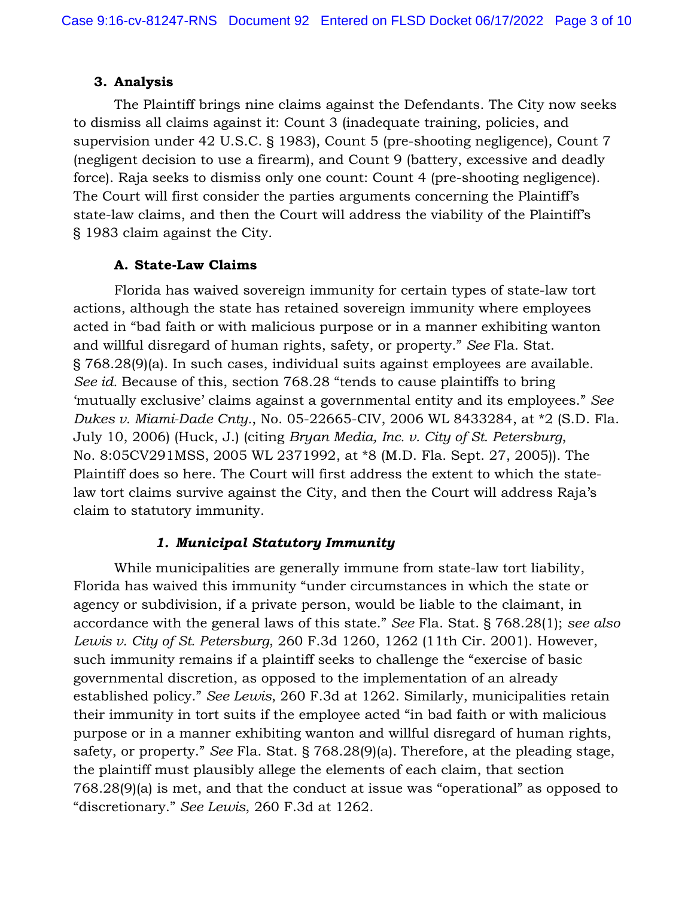### 3. Analysis

The Plaintiff brings nine claims against the Defendants. The City now seeks to dismiss all claims against it: Count 3 (inadequate training, policies, and supervision under 42 U.S.C. § 1983), Count 5 (pre-shooting negligence), Count 7 (negligent decision to use a firearm), and Count 9 (battery, excessive and deadly force). Raja seeks to dismiss only one count: Count 4 (pre-shooting negligence). The Court will first consider the parties arguments concerning the Plaintiff's state-law claims, and then the Court will address the viability of the Plaintiff's § 1983 claim against the City.

#### A. State-Law Claims

Florida has waived sovereign immunity for certain types of state-law tort actions, although the state has retained sovereign immunity where employees acted in "bad faith or with malicious purpose or in a manner exhibiting wanton and willful disregard of human rights, safety, or property." *See* Fla. Stat. § 768.28(9)(a). In such cases, individual suits against employees are available. *See id.* Because of this, section 768.28 "tends to cause plaintiffs to bring 'mutually exclusive' claims against a governmental entity and its employees." *See Dukes v. Miami-Dade Cnty.*, No. 05-22665-CIV, 2006 WL 8433284, at *2 (S.D. Fla. July 10, 2006) (Huck, J.) (citing *Bryan Media, Inc. v. City of St. Petersburg*, No. 8:05CV291MSS, 2005 WL 2371992, at *8 (M.D. Fla. Sept. 27, 2005)). The Plaintiff does so here. The Court will first address the extent to which the state-law tort claims survive against the City, and then the Court will address Raja's claim to statutory immunity.

##### *1. Municipal Statutory Immunity*

While municipalities are generally immune from state-law tort liability, Florida has waived this immunity "under circumstances in which the state or agency or subdivision, if a private person, would be liable to the claimant, in accordance with the general laws of this state." *See* Fla. Stat. § 768.28(1); *see also Lewis v. City of St. Petersburg*, 260 F.3d 1260, 1262 (11th Cir. 2001). However, such immunity remains if a plaintiff seeks to challenge the "exercise of basic governmental discretion, as opposed to the implementation of an already established policy." *See Lewis*, 260 F.3d at 1262. Similarly, municipalities retain their immunity in tort suits if the employee acted "in bad faith or with malicious purpose or in a manner exhibiting wanton and willful disregard of human rights, safety, or property." *See* Fla. Stat. § 768.28(9)(a). Therefore, at the pleading stage, the plaintiff must plausibly allege the elements of each claim, that section 768.28(9)(a) is met, and that the conduct at issue was "operational" as opposed to "discretionary." *See Lewis*, 260 F.3d at 1262.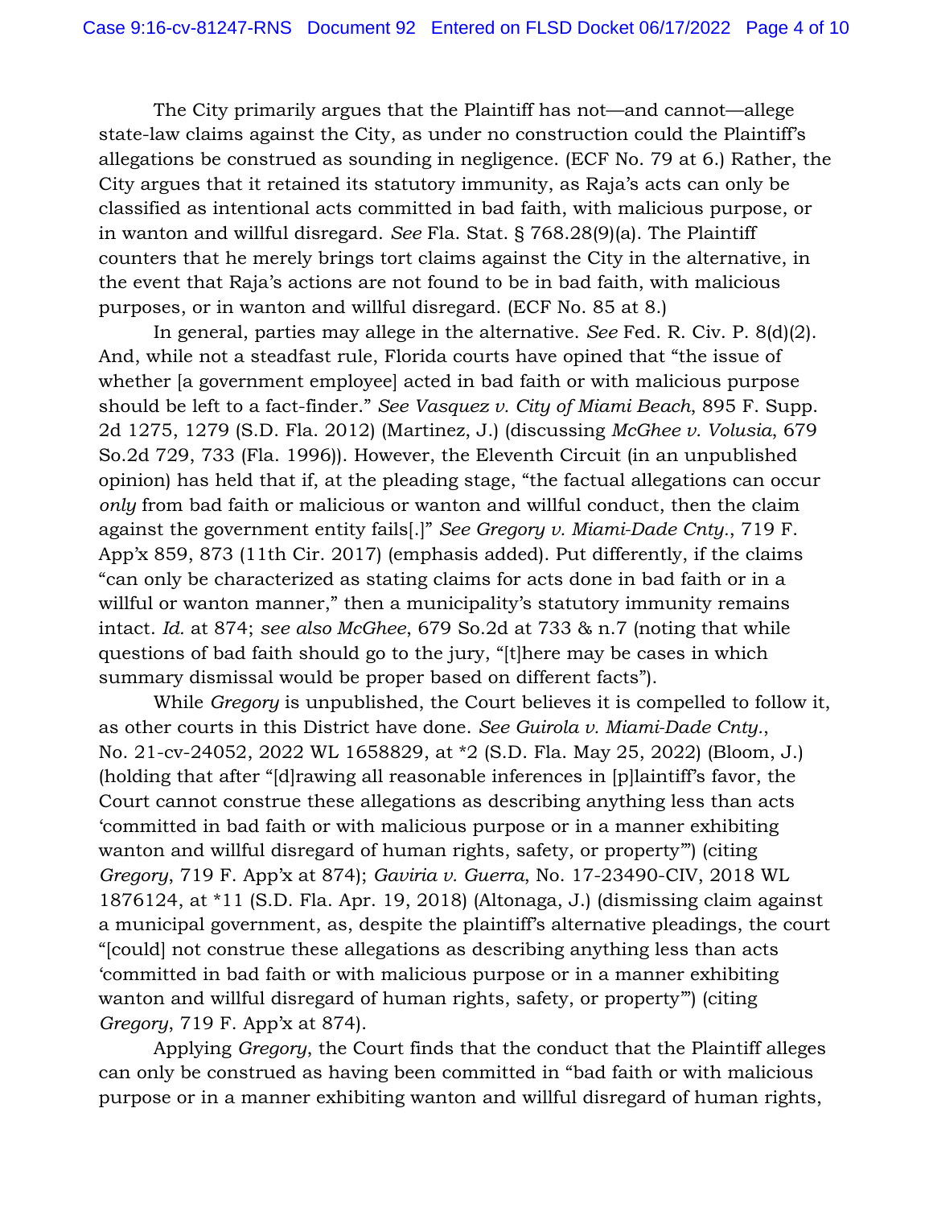The City primarily argues that the Plaintiff has not—and cannot—allege state-law claims against the City, as under no construction could the Plaintiff's allegations be construed as sounding in negligence. (ECF No. 79 at 6.) Rather, the City argues that it retained its statutory immunity, as Raja's acts can only be classified as intentional acts committed in bad faith, with malicious purpose, or in wanton and willful disregard. *See* Fla. Stat. § 768.28(9)(a). The Plaintiff counters that he merely brings tort claims against the City in the alternative, in the event that Raja's actions are not found to be in bad faith, with malicious purposes, or in wanton and willful disregard. (ECF No. 85 at 8.)

In general, parties may allege in the alternative. *See* Fed. R. Civ. P. 8(d)(2). And, while not a steadfast rule, Florida courts have opined that "the issue of whether [a government employee] acted in bad faith or with malicious purpose should be left to a fact-finder." *See Vasquez v. City of Miami Beach*, 895 F. Supp. 2d 1275, 1279 (S.D. Fla. 2012) (Martinez, J.) (discussing *McGhee v. Volusia*, 679 So.2d 729, 733 (Fla. 1996)). However, the Eleventh Circuit (in an unpublished opinion) has held that if, at the pleading stage, "the factual allegations can occur *only* from bad faith or malicious or wanton and willful conduct, then the claim against the government entity fails[.]" *See Gregory v. Miami-Dade Cnty.*, 719 F. App'x 859, 873 (11th Cir. 2017) (emphasis added). Put differently, if the claims "can only be characterized as stating claims for acts done in bad faith or in a willful or wanton manner," then a municipality's statutory immunity remains intact. *Id.* at 874; *see also McGhee*, 679 So.2d at 733 & n.7 (noting that while questions of bad faith should go to the jury, "[t]here may be cases in which summary dismissal would be proper based on different facts").

While *Gregory* is unpublished, the Court believes it is compelled to follow it, as other courts in this District have done. *See Guirola v. Miami-Dade Cnty.*, No. 21-cv-24052, 2022 WL 1658829, at *2 (S.D. Fla. May 25, 2022) (Bloom, J.) (holding that after "[d]rawing all reasonable inferences in [p]laintiff's favor, the Court cannot construe these allegations as describing anything less than acts 'committed in bad faith or with malicious purpose or in a manner exhibiting wanton and willful disregard of human rights, safety, or property'") (citing *Gregory*, 719 F. App'x at 874); *Gaviria v. Guerra*, No. 17-23490-CIV, 2018 WL 1876124, at *11 (S.D. Fla. Apr. 19, 2018) (Altonaga, J.) (dismissing claim against a municipal government, as, despite the plaintiff's alternative pleadings, the court "[could] not construe these allegations as describing anything less than acts 'committed in bad faith or with malicious purpose or in a manner exhibiting wanton and willful disregard of human rights, safety, or property'") (citing *Gregory*, 719 F. App'x at 874).

Applying *Gregory*, the Court finds that the conduct that the Plaintiff alleges can only be construed as having been committed in "bad faith or with malicious purpose or in a manner exhibiting wanton and willful disregard of human rights,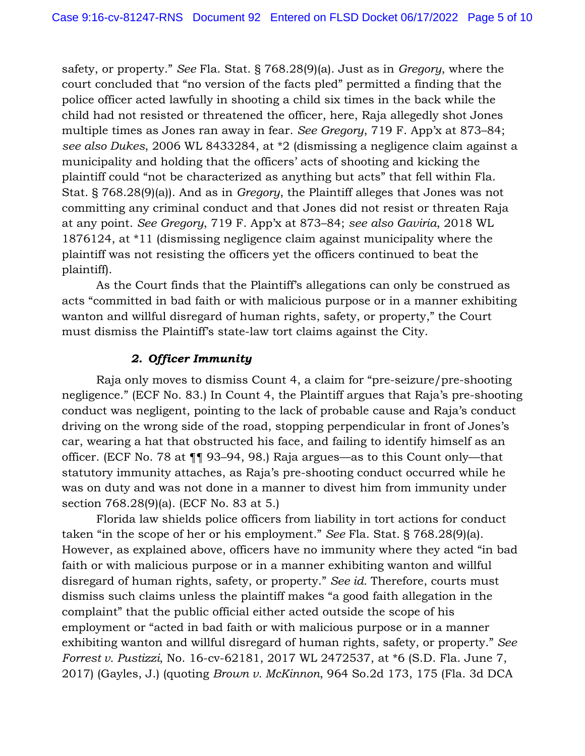safety, or property." *See* Fla. Stat. § 768.28(9)(a). Just as in *Gregory*, where the court concluded that "no version of the facts pled" permitted a finding that the police officer acted lawfully in shooting a child six times in the back while the child had not resisted or threatened the officer, here, Raja allegedly shot Jones multiple times as Jones ran away in fear. *See Gregory*, 719 F. App'x at 873–84; *see also Dukes*, 2006 WL 8433284, at *2 (dismissing a negligence claim against a municipality and holding that the officers' acts of shooting and kicking the plaintiff could "not be characterized as anything but acts" that fell within Fla. Stat. § 768.28(9)(a)). And as in *Gregory*, the Plaintiff alleges that Jones was not committing any criminal conduct and that Jones did not resist or threaten Raja at any point. *See Gregory*, 719 F. App'x at 873–84; *see also Gaviria*, 2018 WL 1876124, at *11 (dismissing negligence claim against municipality where the plaintiff was not resisting the officers yet the officers continued to beat the plaintiff).

As the Court finds that the Plaintiff's allegations can only be construed as acts "committed in bad faith or with malicious purpose or in a manner exhibiting wanton and willful disregard of human rights, safety, or property," the Court must dismiss the Plaintiff's state-law tort claims against the City.

### *2. Officer Immunity*

Raja only moves to dismiss Count 4, a claim for "pre-seizure/pre-shooting negligence." (ECF No. 83.) In Count 4, the Plaintiff argues that Raja's pre-shooting conduct was negligent, pointing to the lack of probable cause and Raja's conduct driving on the wrong side of the road, stopping perpendicular in front of Jones's car, wearing a hat that obstructed his face, and failing to identify himself as an officer. (ECF No. 78 at ¶¶ 93–94, 98.) Raja argues—as to this Count only—that statutory immunity attaches, as Raja's pre-shooting conduct occurred while he was on duty and was not done in a manner to divest him from immunity under section 768.28(9)(a). (ECF No. 83 at 5.)

Florida law shields police officers from liability in tort actions for conduct taken "in the scope of her or his employment." *See* Fla. Stat. § 768.28(9)(a). However, as explained above, officers have no immunity where they acted "in bad faith or with malicious purpose or in a manner exhibiting wanton and willful disregard of human rights, safety, or property." *See id.* Therefore, courts must dismiss such claims unless the plaintiff makes "a good faith allegation in the complaint" that the public official either acted outside the scope of his employment or "acted in bad faith or with malicious purpose or in a manner exhibiting wanton and willful disregard of human rights, safety, or property." *See Forrest v. Pustizzi*, No. 16-cv-62181, 2017 WL 2472537, at *6 (S.D. Fla. June 7, 2017) (Gayles, J.) (quoting *Brown v. McKinnon*, 964 So.2d 173, 175 (Fla. 3d DCA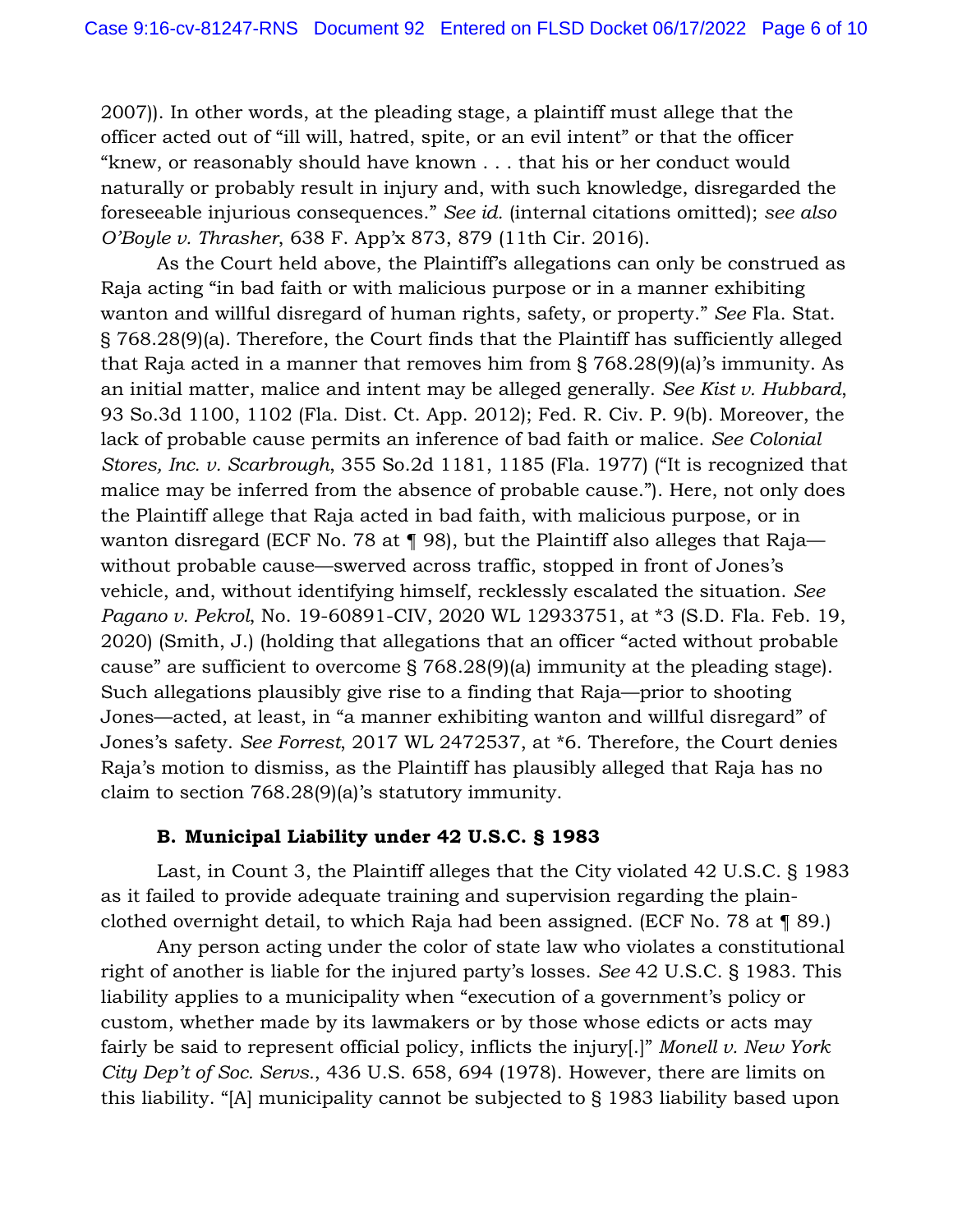2007)). In other words, at the pleading stage, a plaintiff must allege that the officer acted out of "ill will, hatred, spite, or an evil intent" or that the officer "knew, or reasonably should have known . . . that his or her conduct would naturally or probably result in injury and, with such knowledge, disregarded the foreseeable injurious consequences." *See id.* (internal citations omitted); *see also O'Boyle v. Thrasher*, 638 F. App'x 873, 879 (11th Cir. 2016).

As the Court held above, the Plaintiff's allegations can only be construed as Raja acting "in bad faith or with malicious purpose or in a manner exhibiting wanton and willful disregard of human rights, safety, or property." *See* Fla. Stat. § 768.28(9)(a). Therefore, the Court finds that the Plaintiff has sufficiently alleged that Raja acted in a manner that removes him from § 768.28(9)(a)'s immunity. As an initial matter, malice and intent may be alleged generally. *See Kist v. Hubbard*, 93 So.3d 1100, 1102 (Fla. Dist. Ct. App. 2012); Fed. R. Civ. P. 9(b). Moreover, the lack of probable cause permits an inference of bad faith or malice. *See Colonial Stores, Inc. v. Scarbrough*, 355 So.2d 1181, 1185 (Fla. 1977) ("It is recognized that malice may be inferred from the absence of probable cause."). Here, not only does the Plaintiff allege that Raja acted in bad faith, with malicious purpose, or in wanton disregard (ECF No. 78 at ¶ 98), but the Plaintiff also alleges that Raja—without probable cause—swerved across traffic, stopped in front of Jones's vehicle, and, without identifying himself, recklessly escalated the situation. *See Pagano v. Pekrol*, No. 19-60891-CIV, 2020 WL 12933751, at *3 (S.D. Fla. Feb. 19, 2020) (Smith, J.) (holding that allegations that an officer "acted without probable cause" are sufficient to overcome § 768.28(9)(a) immunity at the pleading stage). Such allegations plausibly give rise to a finding that Raja—prior to shooting Jones—acted, at least, in "a manner exhibiting wanton and willful disregard" of Jones's safety. *See Forrest*, 2017 WL 2472537, at *6. Therefore, the Court denies Raja's motion to dismiss, as the Plaintiff has plausibly alleged that Raja has no claim to section 768.28(9)(a)'s statutory immunity.

### B. Municipal Liability under 42 U.S.C. § 1983

Last, in Count 3, the Plaintiff alleges that the City violated 42 U.S.C. § 1983 as it failed to provide adequate training and supervision regarding the plain-clothed overnight detail, to which Raja had been assigned. (ECF No. 78 at ¶ 89.)

Any person acting under the color of state law who violates a constitutional right of another is liable for the injured party's losses. *See* 42 U.S.C. § 1983. This liability applies to a municipality when "execution of a government's policy or custom, whether made by its lawmakers or by those whose edicts or acts may fairly be said to represent official policy, inflicts the injury[.]" *Monell v. New York City Dep't of Soc. Servs.*, 436 U.S. 658, 694 (1978). However, there are limits on this liability. "[A] municipality cannot be subjected to § 1983 liability based upon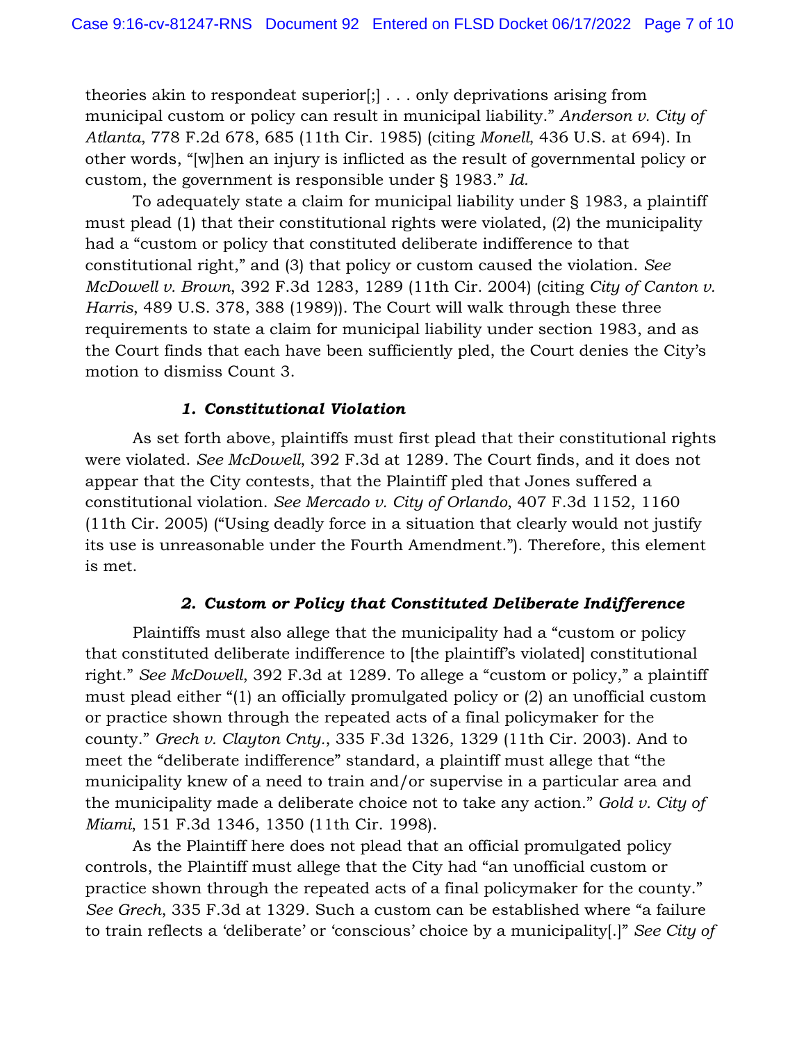theories akin to respondeat superior[;] . . . only deprivations arising from municipal custom or policy can result in municipal liability." *Anderson v. City of Atlanta*, 778 F.2d 678, 685 (11th Cir. 1985) (citing *Monell*, 436 U.S. at 694). In other words, "[w]hen an injury is inflicted as the result of governmental policy or custom, the government is responsible under § 1983." *Id.*

To adequately state a claim for municipal liability under § 1983, a plaintiff must plead (1) that their constitutional rights were violated, (2) the municipality had a "custom or policy that constituted deliberate indifference to that constitutional right," and (3) that policy or custom caused the violation. *See McDowell v. Brown*, 392 F.3d 1283, 1289 (11th Cir. 2004) (citing *City of Canton v. Harris*, 489 U.S. 378, 388 (1989)). The Court will walk through these three requirements to state a claim for municipal liability under section 1983, and as the Court finds that each have been sufficiently pled, the Court denies the City's motion to dismiss Count 3.

#### *1. Constitutional Violation*

As set forth above, plaintiffs must first plead that their constitutional rights were violated. *See McDowell*, 392 F.3d at 1289. The Court finds, and it does not appear that the City contests, that the Plaintiff pled that Jones suffered a constitutional violation. *See Mercado v. City of Orlando*, 407 F.3d 1152, 1160 (11th Cir. 2005) ("Using deadly force in a situation that clearly would not justify its use is unreasonable under the Fourth Amendment."). Therefore, this element is met.

#### *2. Custom or Policy that Constituted Deliberate Indifference*

Plaintiffs must also allege that the municipality had a "custom or policy that constituted deliberate indifference to [the plaintiff's violated] constitutional right." *See McDowell*, 392 F.3d at 1289. To allege a "custom or policy," a plaintiff must plead either "(1) an officially promulgated policy or (2) an unofficial custom or practice shown through the repeated acts of a final policymaker for the county." *Grech v. Clayton Cnty.*, 335 F.3d 1326, 1329 (11th Cir. 2003). And to meet the "deliberate indifference" standard, a plaintiff must allege that "the municipality knew of a need to train and/or supervise in a particular area and the municipality made a deliberate choice not to take any action." *Gold v. City of Miami*, 151 F.3d 1346, 1350 (11th Cir. 1998).

As the Plaintiff here does not plead that an official promulgated policy controls, the Plaintiff must allege that the City had "an unofficial custom or practice shown through the repeated acts of a final policymaker for the county." *See Grech*, 335 F.3d at 1329. Such a custom can be established where "a failure to train reflects a 'deliberate' or 'conscious' choice by a municipality[.]" *See City of*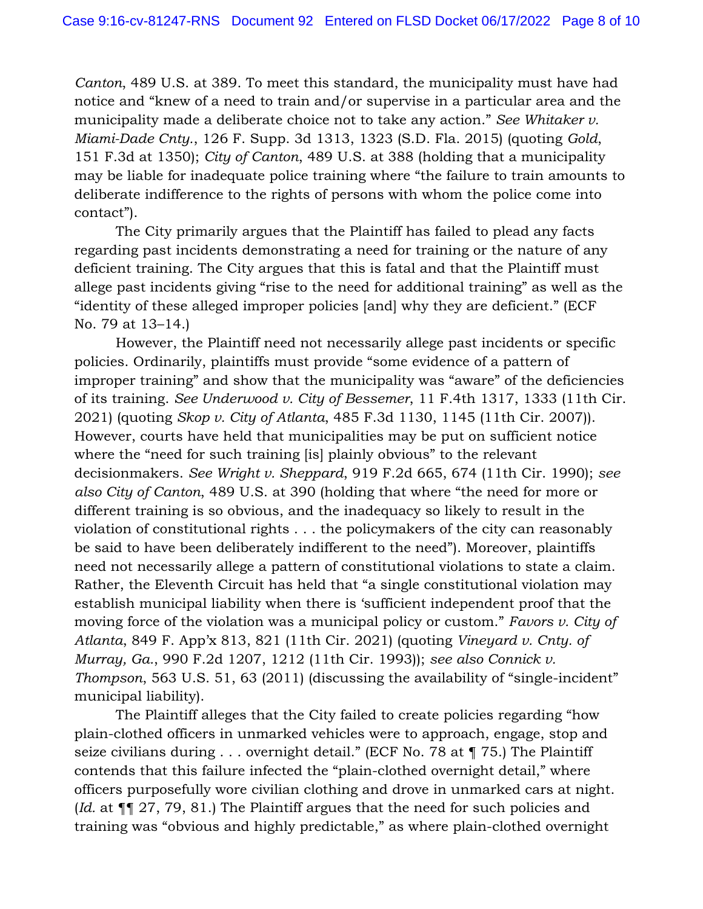*Canton*, 489 U.S. at 389. To meet this standard, the municipality must have had notice and "knew of a need to train and/or supervise in a particular area and the municipality made a deliberate choice not to take any action." *See Whitaker v. Miami-Dade Cnty.*, 126 F. Supp. 3d 1313, 1323 (S.D. Fla. 2015) (quoting *Gold*, 151 F.3d at 1350); *City of Canton*, 489 U.S. at 388 (holding that a municipality may be liable for inadequate police training where "the failure to train amounts to deliberate indifference to the rights of persons with whom the police come into contact").

The City primarily argues that the Plaintiff has failed to plead any facts regarding past incidents demonstrating a need for training or the nature of any deficient training. The City argues that this is fatal and that the Plaintiff must allege past incidents giving "rise to the need for additional training" as well as the "identity of these alleged improper policies [and] why they are deficient." (ECF No. 79 at 13–14.)

However, the Plaintiff need not necessarily allege past incidents or specific policies. Ordinarily, plaintiffs must provide "some evidence of a pattern of improper training" and show that the municipality was "aware" of the deficiencies of its training. *See Underwood v. City of Bessemer*, 11 F.4th 1317, 1333 (11th Cir. 2021) (quoting *Skop v. City of Atlanta*, 485 F.3d 1130, 1145 (11th Cir. 2007)). However, courts have held that municipalities may be put on sufficient notice where the "need for such training [is] plainly obvious" to the relevant decisionmakers. *See Wright v. Sheppard*, 919 F.2d 665, 674 (11th Cir. 1990); *see also City of Canton*, 489 U.S. at 390 (holding that where "the need for more or different training is so obvious, and the inadequacy so likely to result in the violation of constitutional rights . . . the policymakers of the city can reasonably be said to have been deliberately indifferent to the need"). Moreover, plaintiffs need not necessarily allege a pattern of constitutional violations to state a claim. Rather, the Eleventh Circuit has held that "a single constitutional violation may establish municipal liability when there is 'sufficient independent proof that the moving force of the violation was a municipal policy or custom." *Favors v. City of Atlanta*, 849 F. App'x 813, 821 (11th Cir. 2021) (quoting *Vineyard v. Cnty. of Murray, Ga.*, 990 F.2d 1207, 1212 (11th Cir. 1993)); *see also Connick v. Thompson*, 563 U.S. 51, 63 (2011) (discussing the availability of "single-incident" municipal liability).

The Plaintiff alleges that the City failed to create policies regarding "how plain-clothed officers in unmarked vehicles were to approach, engage, stop and seize civilians during . . . overnight detail." (ECF No. 78 at ¶ 75.) The Plaintiff contends that this failure infected the "plain-clothed overnight detail," where officers purposefully wore civilian clothing and drove in unmarked cars at night. (*Id.* at ¶¶ 27, 79, 81.) The Plaintiff argues that the need for such policies and training was "obvious and highly predictable," as where plain-clothed overnight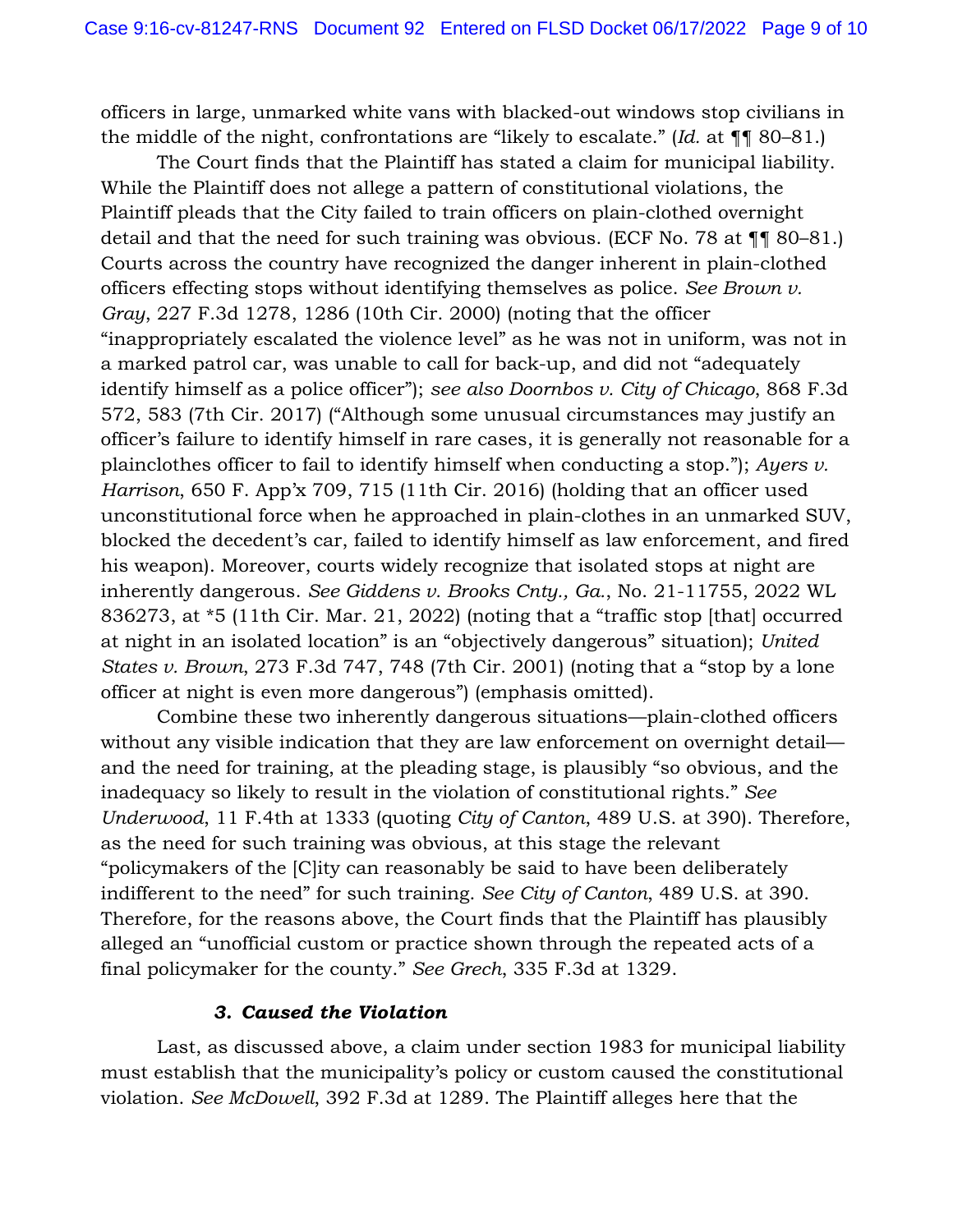officers in large, unmarked white vans with blacked-out windows stop civilians in the middle of the night, confrontations are "likely to escalate." (*Id.* at ¶¶ 80–81.)

The Court finds that the Plaintiff has stated a claim for municipal liability. While the Plaintiff does not allege a pattern of constitutional violations, the Plaintiff pleads that the City failed to train officers on plain-clothed overnight detail and that the need for such training was obvious. (ECF No. 78 at ¶¶ 80–81.) Courts across the country have recognized the danger inherent in plain-clothed officers effecting stops without identifying themselves as police. *See Brown v. Gray*, 227 F.3d 1278, 1286 (10th Cir. 2000) (noting that the officer "inappropriately escalated the violence level" as he was not in uniform, was not in a marked patrol car, was unable to call for back-up, and did not "adequately identify himself as a police officer"); *see also Doornbos v. City of Chicago*, 868 F.3d 572, 583 (7th Cir. 2017) ("Although some unusual circumstances may justify an officer's failure to identify himself in rare cases, it is generally not reasonable for a plainclothes officer to fail to identify himself when conducting a stop."); *Ayers v. Harrison*, 650 F. App'x 709, 715 (11th Cir. 2016) (holding that an officer used unconstitutional force when he approached in plain-clothes in an unmarked SUV, blocked the decedent's car, failed to identify himself as law enforcement, and fired his weapon). Moreover, courts widely recognize that isolated stops at night are inherently dangerous. *See Giddens v. Brooks Cnty., Ga.*, No. 21-11755, 2022 WL 836273, at *5 (11th Cir. Mar. 21, 2022) (noting that a "traffic stop [that] occurred at night in an isolated location" is an "objectively dangerous" situation); *United States v. Brown*, 273 F.3d 747, 748 (7th Cir. 2001) (noting that a "stop by a lone officer at night is even more dangerous") (emphasis omitted).

Combine these two inherently dangerous situations—plain-clothed officers without any visible indication that they are law enforcement on overnight detail—and the need for training, at the pleading stage, is plausibly "so obvious, and the inadequacy so likely to result in the violation of constitutional rights." *See Underwood*, 11 F.4th at 1333 (quoting *City of Canton*, 489 U.S. at 390). Therefore, as the need for such training was obvious, at this stage the relevant "policymakers of the [C]ity can reasonably be said to have been deliberately indifferent to the need" for such training. *See City of Canton*, 489 U.S. at 390. Therefore, for the reasons above, the Court finds that the Plaintiff has plausibly alleged an "unofficial custom or practice shown through the repeated acts of a final policymaker for the county." *See Grech*, 335 F.3d at 1329.

### *3. Caused the Violation*

Last, as discussed above, a claim under section 1983 for municipal liability must establish that the municipality's policy or custom caused the constitutional violation. *See McDowell*, 392 F.3d at 1289. The Plaintiff alleges here that the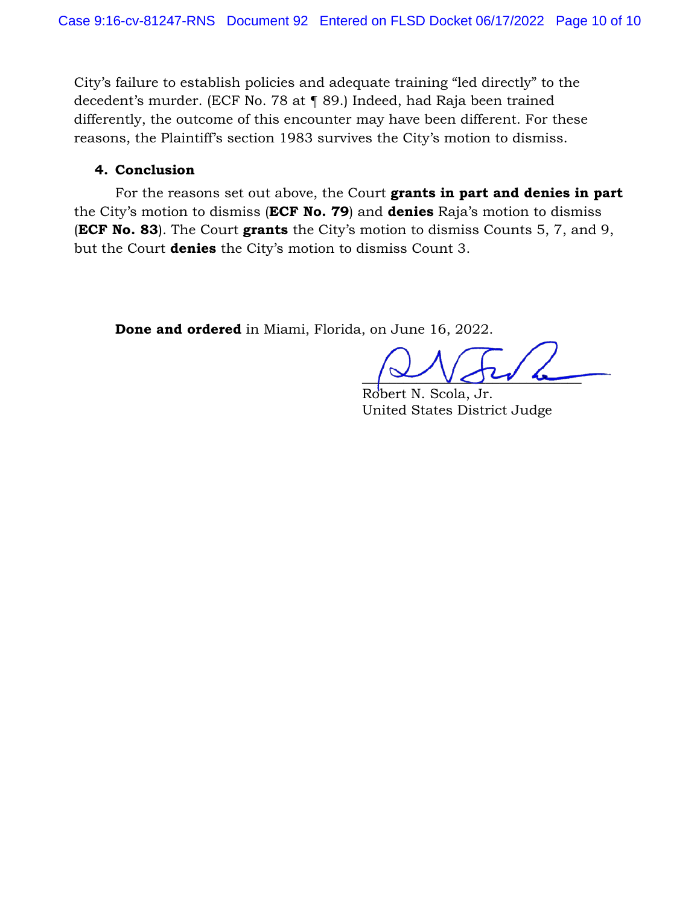City's failure to establish policies and adequate training "led directly" to the decedent's murder. (ECF No. 78 at ¶ 89.) Indeed, had Raja been trained differently, the outcome of this encounter may have been different. For these reasons, the Plaintiff's section 1983 survives the City's motion to dismiss.

### 4. Conclusion

For the reasons set out above, the Court **grants in part and denies in part** the City's motion to dismiss (**ECF No. 79**) and **denies** Raja's motion to dismiss (**ECF No. 83**). The Court **grants** the City's motion to dismiss Counts 5, 7, and 9, but the Court **denies** the City's motion to dismiss Count 3.

**Done and ordered** in Miami, Florida, on June 16, 2022.

Robert N. Scola, Jr.
United States District Judge